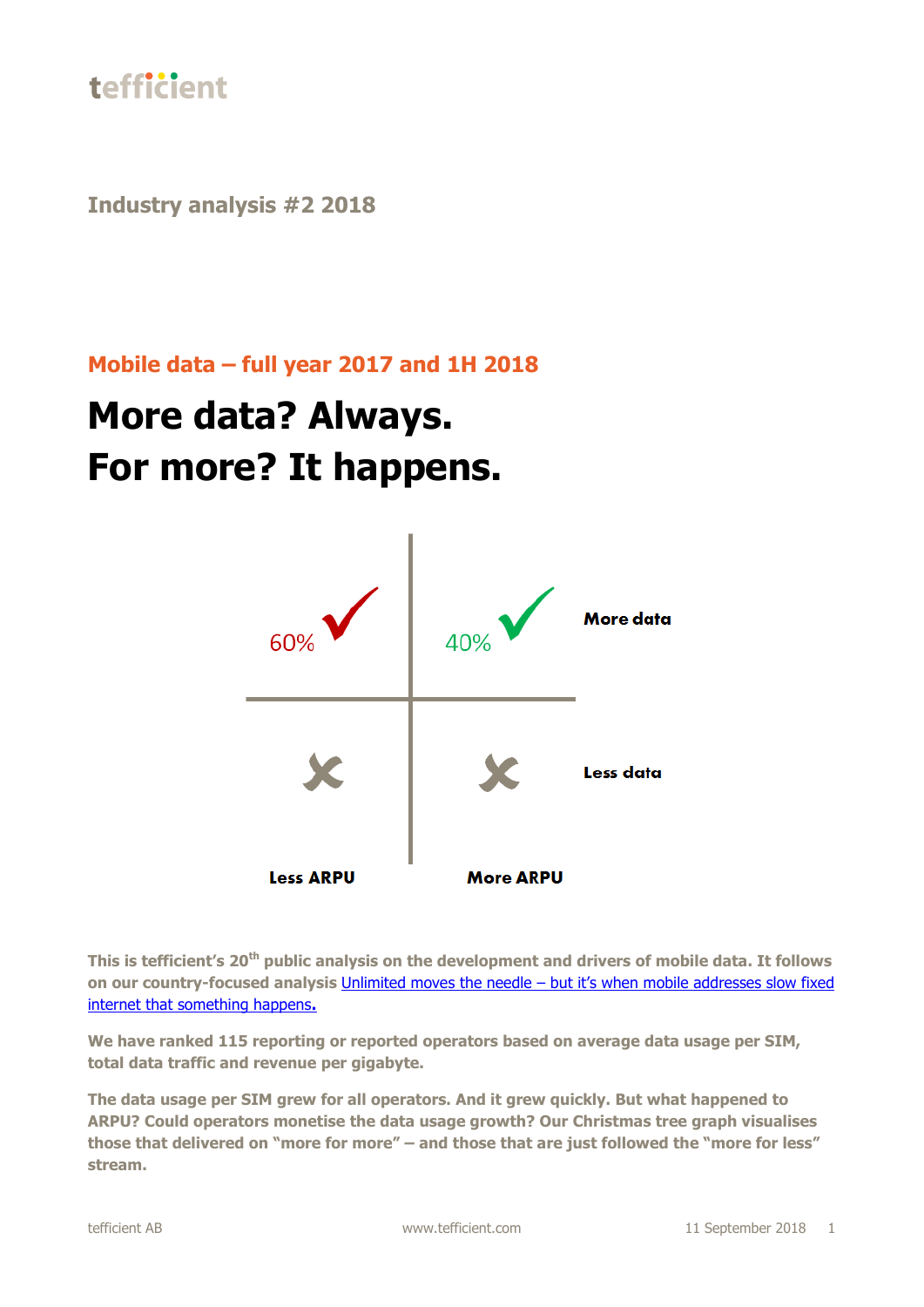tefficient

Industry analysis #2 2018

## Mobile data – full year 2017 and 1H 2018

# More data? Always.
# For more? It happens.

| | Less ARPU | More ARPU |
|---|---|---|
| More data | 60% ✓ | 40% ✓ |
| Less data | ✗ | ✗ |

**This is tefficient's 20th public analysis on the development and drivers of mobile data. It follows on our country-focused analysis [Unlimited moves the needle – but it's when mobile addresses slow fixed internet that something happens](#).**

**We have ranked 115 reporting or reported operators based on average data usage per SIM, total data traffic and revenue per gigabyte.**

**The data usage per SIM grew for all operators. And it grew quickly. But what happened to ARPU? Could operators monetise the data usage growth? Our Christmas tree graph visualises those that delivered on "more for more" – and those that are just followed the "more for less" stream.**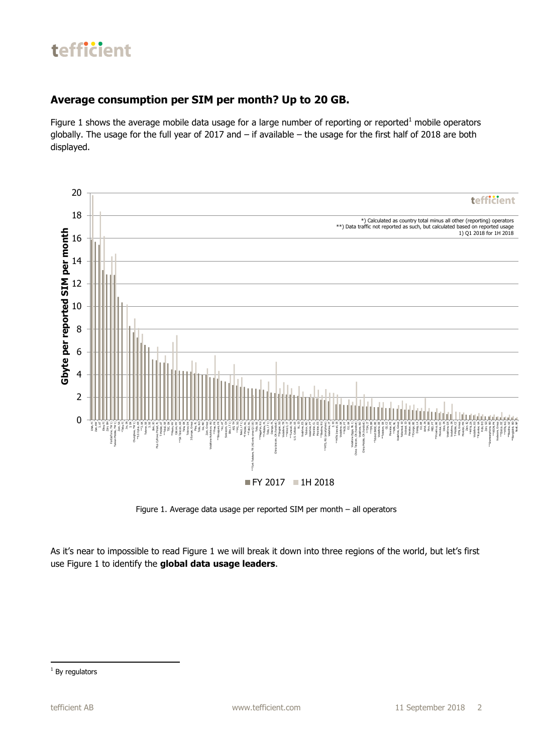## Average consumption per SIM per month? Up to 20 GB.

Figure 1 shows the average mobile data usage for a large number of reporting or reported[1] mobile operators globally. The usage for the full year of 2017 and – if available – the usage for the first half of 2018 are both displayed.

Figure 1. Average data usage per reported SIM per month – all operators

As it's near to impossible to read Figure 1 we will break it down into three regions of the world, but let's first use Figure 1 to identify the **global data usage leaders**.

[1] By regulators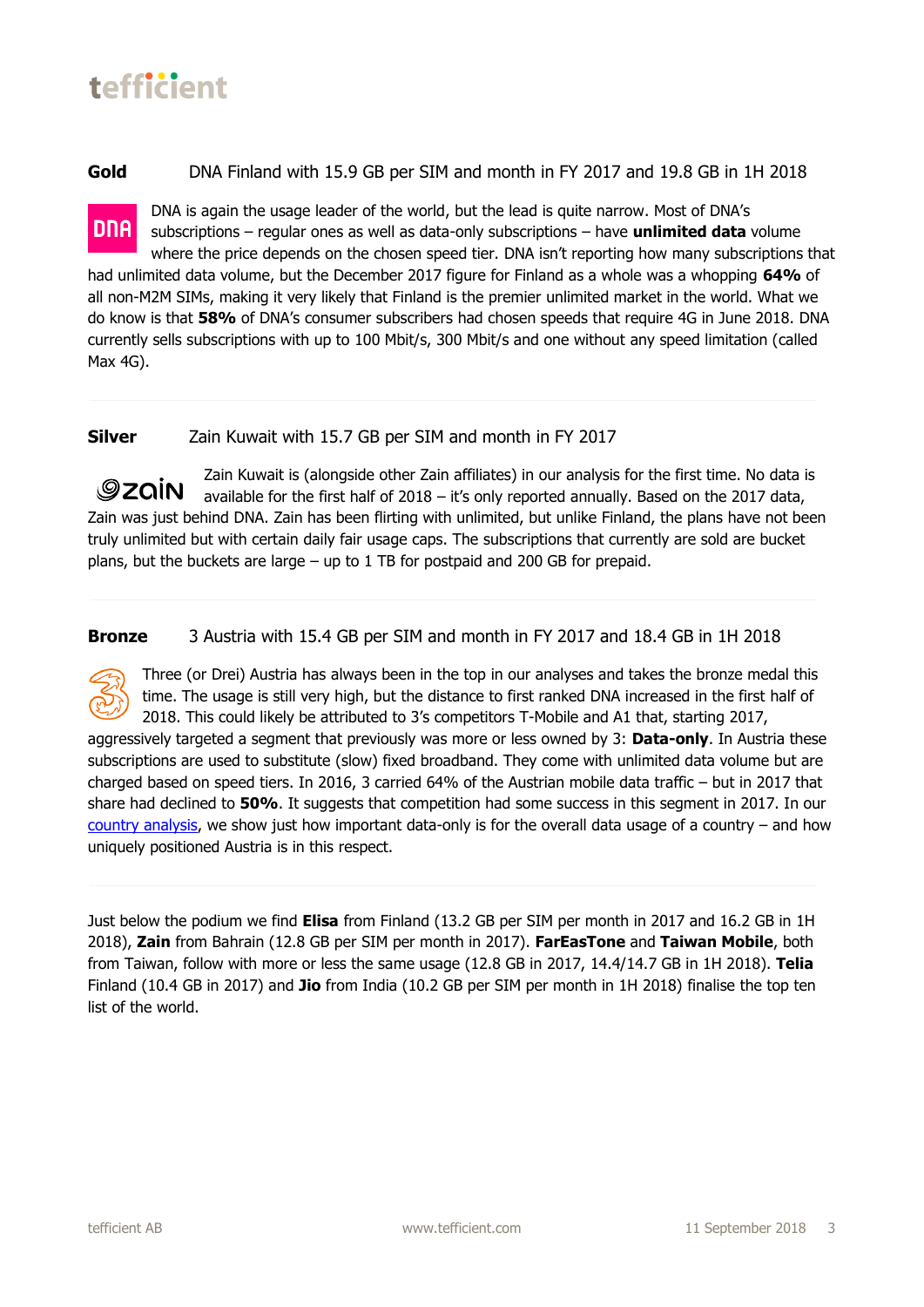**Gold** DNA Finland with 15.9 GB per SIM and month in FY 2017 and 19.8 GB in 1H 2018

DNA is again the usage leader of the world, but the lead is quite narrow. Most of DNA's subscriptions – regular ones as well as data-only subscriptions – have **unlimited data** volume where the price depends on the chosen speed tier. DNA isn't reporting how many subscriptions that had unlimited data volume, but the December 2017 figure for Finland as a whole was a whopping **64%** of all non-M2M SIMs, making it very likely that Finland is the premier unlimited market in the world. What we do know is that **58%** of DNA's consumer subscribers had chosen speeds that require 4G in June 2018. DNA currently sells subscriptions with up to 100 Mbit/s, 300 Mbit/s and one without any speed limitation (called Max 4G).

**Silver** Zain Kuwait with 15.7 GB per SIM and month in FY 2017

Zain Kuwait is (alongside other Zain affiliates) in our analysis for the first time. No data is available for the first half of 2018 – it's only reported annually. Based on the 2017 data, Zain was just behind DNA. Zain has been flirting with unlimited, but unlike Finland, the plans have not been truly unlimited but with certain daily fair usage caps. The subscriptions that currently are sold are bucket plans, but the buckets are large – up to 1 TB for postpaid and 200 GB for prepaid.

**Bronze** 3 Austria with 15.4 GB per SIM and month in FY 2017 and 18.4 GB in 1H 2018

Three (or Drei) Austria has always been in the top in our analyses and takes the bronze medal this time. The usage is still very high, but the distance to first ranked DNA increased in the first half of 2018. This could likely be attributed to 3's competitors T-Mobile and A1 that, starting 2017, aggressively targeted a segment that previously was more or less owned by 3: **Data-only**. In Austria these subscriptions are used to substitute (slow) fixed broadband. They come with unlimited data volume but are charged based on speed tiers. In 2016, 3 carried 64% of the Austrian mobile data traffic – but in 2017 that share had declined to **50%**. It suggests that competition had some success in this segment in 2017. In our country analysis, we show just how important data-only is for the overall data usage of a country – and how uniquely positioned Austria is in this respect.

Just below the podium we find **Elisa** from Finland (13.2 GB per SIM per month in 2017 and 16.2 GB in 1H 2018), **Zain** from Bahrain (12.8 GB per SIM per month in 2017). **FarEasTone** and **Taiwan Mobile**, both from Taiwan, follow with more or less the same usage (12.8 GB in 2017, 14.4/14.7 GB in 1H 2018). **Telia** Finland (10.4 GB in 2017) and **Jio** from India (10.2 GB per SIM per month in 1H 2018) finalise the top ten list of the world.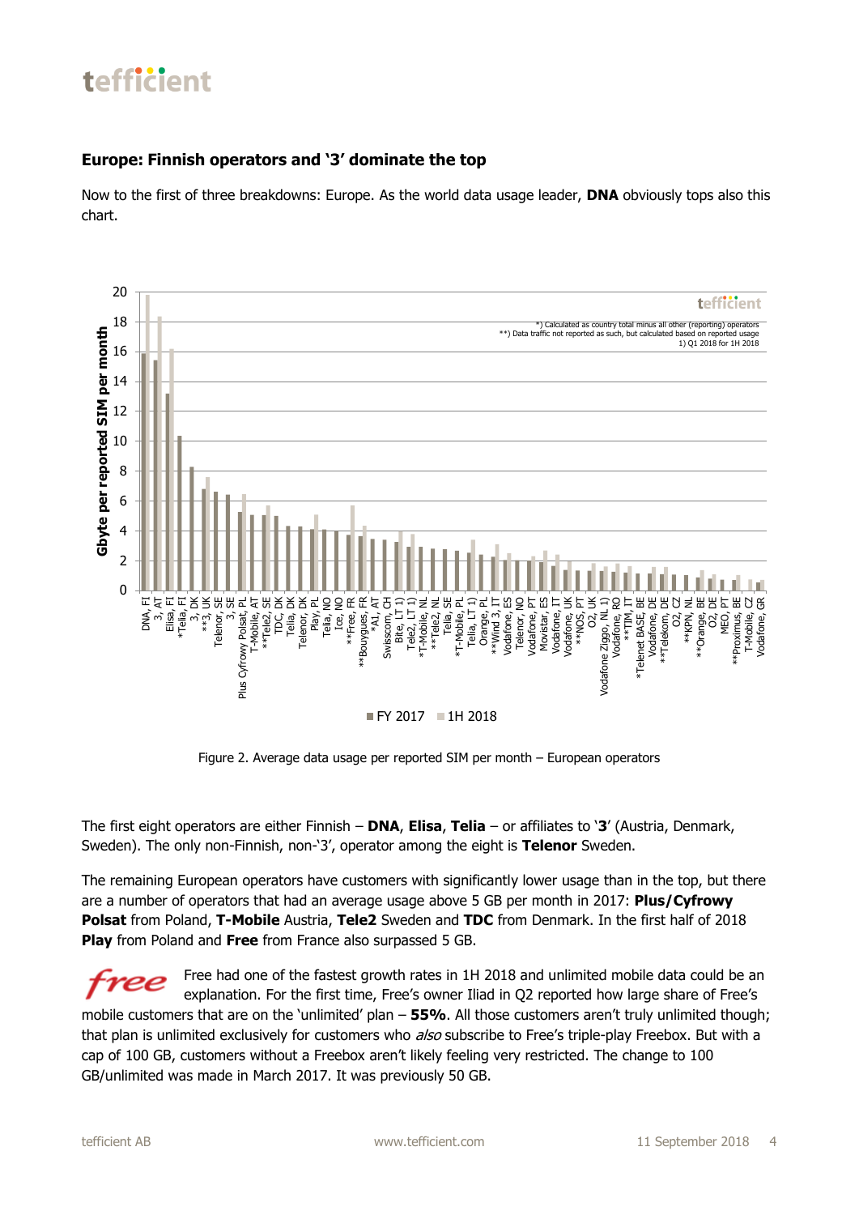## Europe: Finnish operators and '3' dominate the top

Now to the first of three breakdowns: Europe. As the world data usage leader, **DNA** obviously tops also this chart.

Figure 2. Average data usage per reported SIM per month – European operators

The first eight operators are either Finnish – **DNA**, **Elisa**, **Telia** – or affiliates to '**3**' (Austria, Denmark, Sweden). The only non-Finnish, non-'3', operator among the eight is **Telenor** Sweden.

The remaining European operators have customers with significantly lower usage than in the top, but there are a number of operators that had an average usage above 5 GB per month in 2017: **Plus/Cyfrowy Polsat** from Poland, **T-Mobile** Austria, **Tele2** Sweden and **TDC** from Denmark. In the first half of 2018 **Play** from Poland and **Free** from France also surpassed 5 GB.

Free had one of the fastest growth rates in 1H 2018 and unlimited mobile data could be an explanation. For the first time, Free's owner Iliad in Q2 reported how large share of Free's mobile customers that are on the 'unlimited' plan – **55%**. All those customers aren't truly unlimited though; that plan is unlimited exclusively for customers who *also* subscribe to Free's triple-play Freebox. But with a cap of 100 GB, customers without a Freebox aren't likely feeling very restricted. The change to 100 GB/unlimited was made in March 2017. It was previously 50 GB.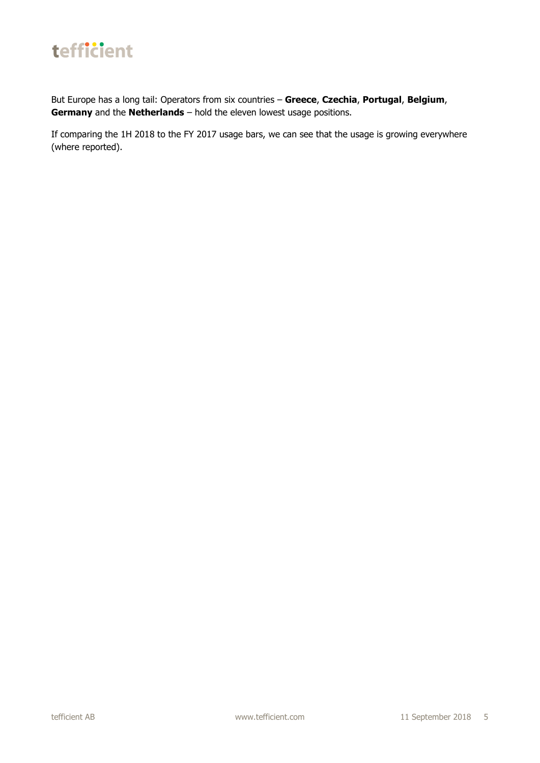But Europe has a long tail: Operators from six countries – **Greece**, **Czechia**, **Portugal**, **Belgium**, **Germany** and the **Netherlands** – hold the eleven lowest usage positions.

If comparing the 1H 2018 to the FY 2017 usage bars, we can see that the usage is growing everywhere (where reported).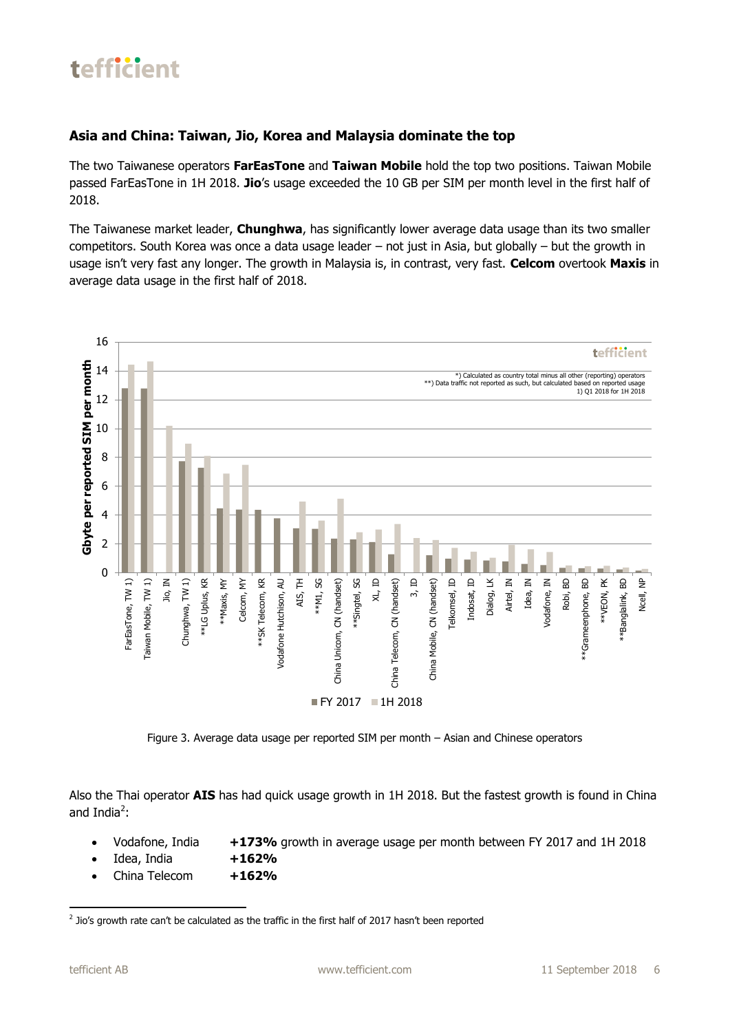## Asia and China: Taiwan, Jio, Korea and Malaysia dominate the top

The two Taiwanese operators **FarEasTone** and **Taiwan Mobile** hold the top two positions. Taiwan Mobile passed FarEasTone in 1H 2018. **Jio**'s usage exceeded the 10 GB per SIM per month level in the first half of 2018.

The Taiwanese market leader, **Chunghwa**, has significantly lower average data usage than its two smaller competitors. South Korea was once a data usage leader – not just in Asia, but globally – but the growth in usage isn't very fast any longer. The growth in Malaysia is, in contrast, very fast. **Celcom** overtook **Maxis** in average data usage in the first half of 2018.

Figure 3. Average data usage per reported SIM per month – Asian and Chinese operators

Also the Thai operator **AIS** has had quick usage growth in 1H 2018. But the fastest growth is found in China and India[2]:

- Vodafone, India **+173%** growth in average usage per month between FY 2017 and 1H 2018
- Idea, India **+162%**
- China Telecom **+162%**

[2] Jio's growth rate can't be calculated as the traffic in the first half of 2017 hasn't been reported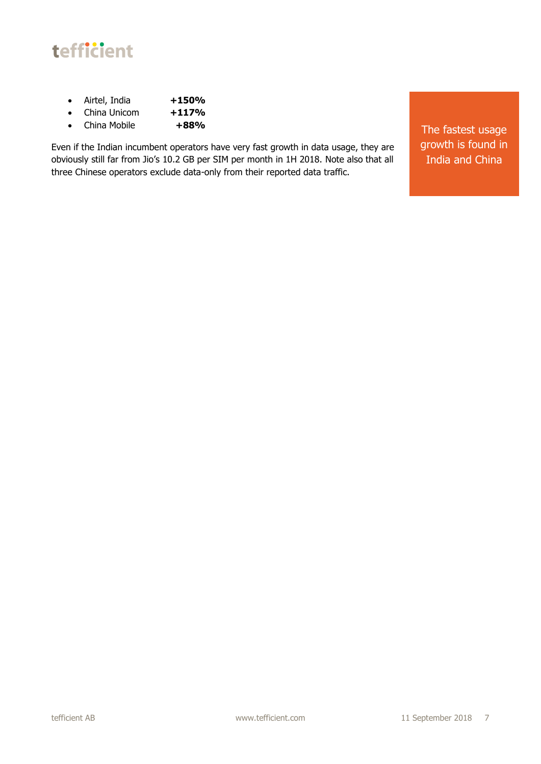- Airtel, India **+150%**
- China Unicom **+117%**
- China Mobile **+88%**

Even if the Indian incumbent operators have very fast growth in data usage, they are obviously still far from Jio's 10.2 GB per SIM per month in 1H 2018. Note also that all three Chinese operators exclude data-only from their reported data traffic.

The fastest usage growth is found in India and China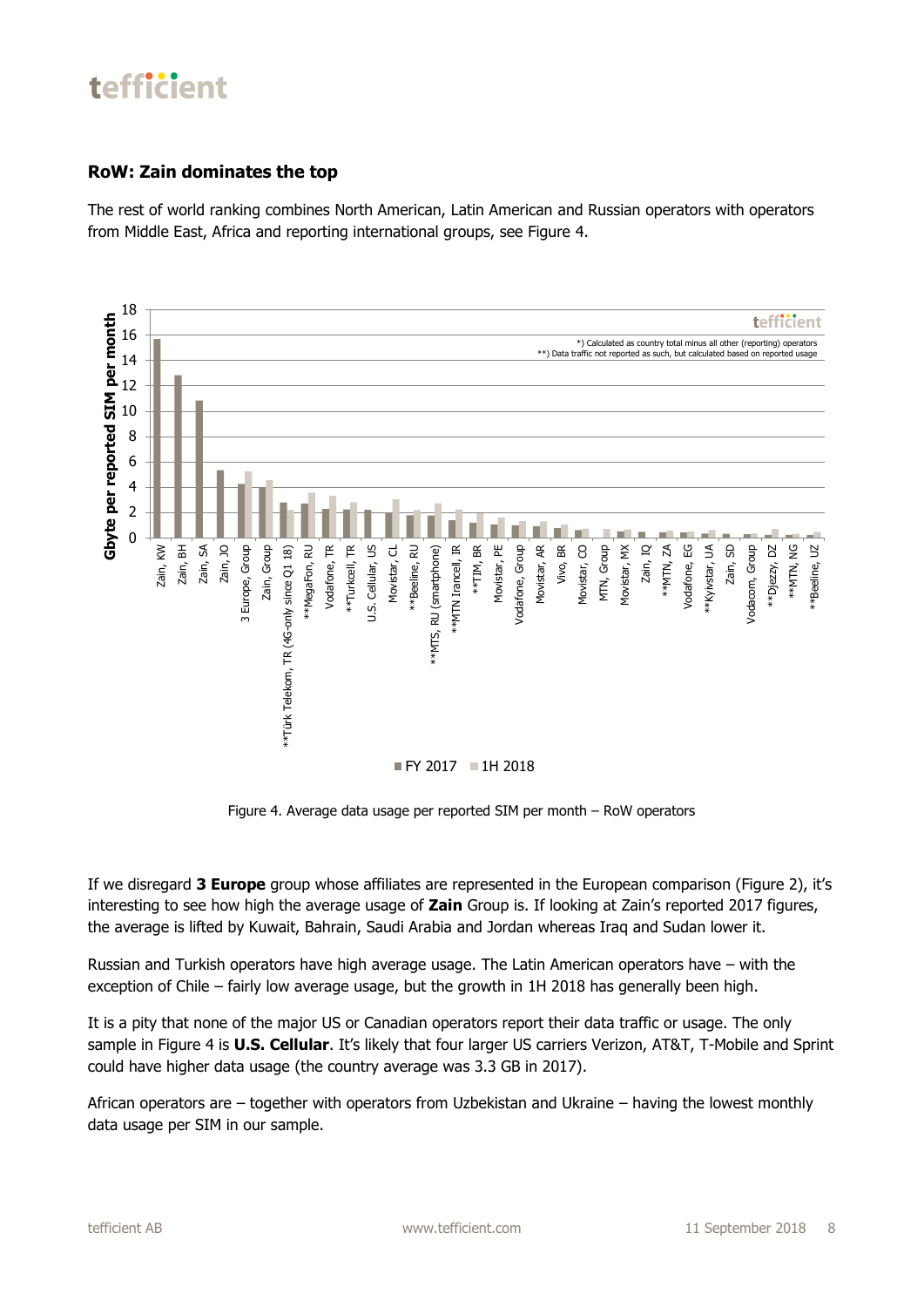## RoW: Zain dominates the top

The rest of world ranking combines North American, Latin American and Russian operators with operators from Middle East, Africa and reporting international groups, see Figure 4.

Figure 4. Average data usage per reported SIM per month – RoW operators

If we disregard **3 Europe** group whose affiliates are represented in the European comparison (Figure 2), it's interesting to see how high the average usage of **Zain** Group is. If looking at Zain's reported 2017 figures, the average is lifted by Kuwait, Bahrain, Saudi Arabia and Jordan whereas Iraq and Sudan lower it.

Russian and Turkish operators have high average usage. The Latin American operators have – with the exception of Chile – fairly low average usage, but the growth in 1H 2018 has generally been high.

It is a pity that none of the major US or Canadian operators report their data traffic or usage. The only sample in Figure 4 is **U.S. Cellular**. It's likely that four larger US carriers Verizon, AT&T, T-Mobile and Sprint could have higher data usage (the country average was 3.3 GB in 2017).

African operators are – together with operators from Uzbekistan and Ukraine – having the lowest monthly data usage per SIM in our sample.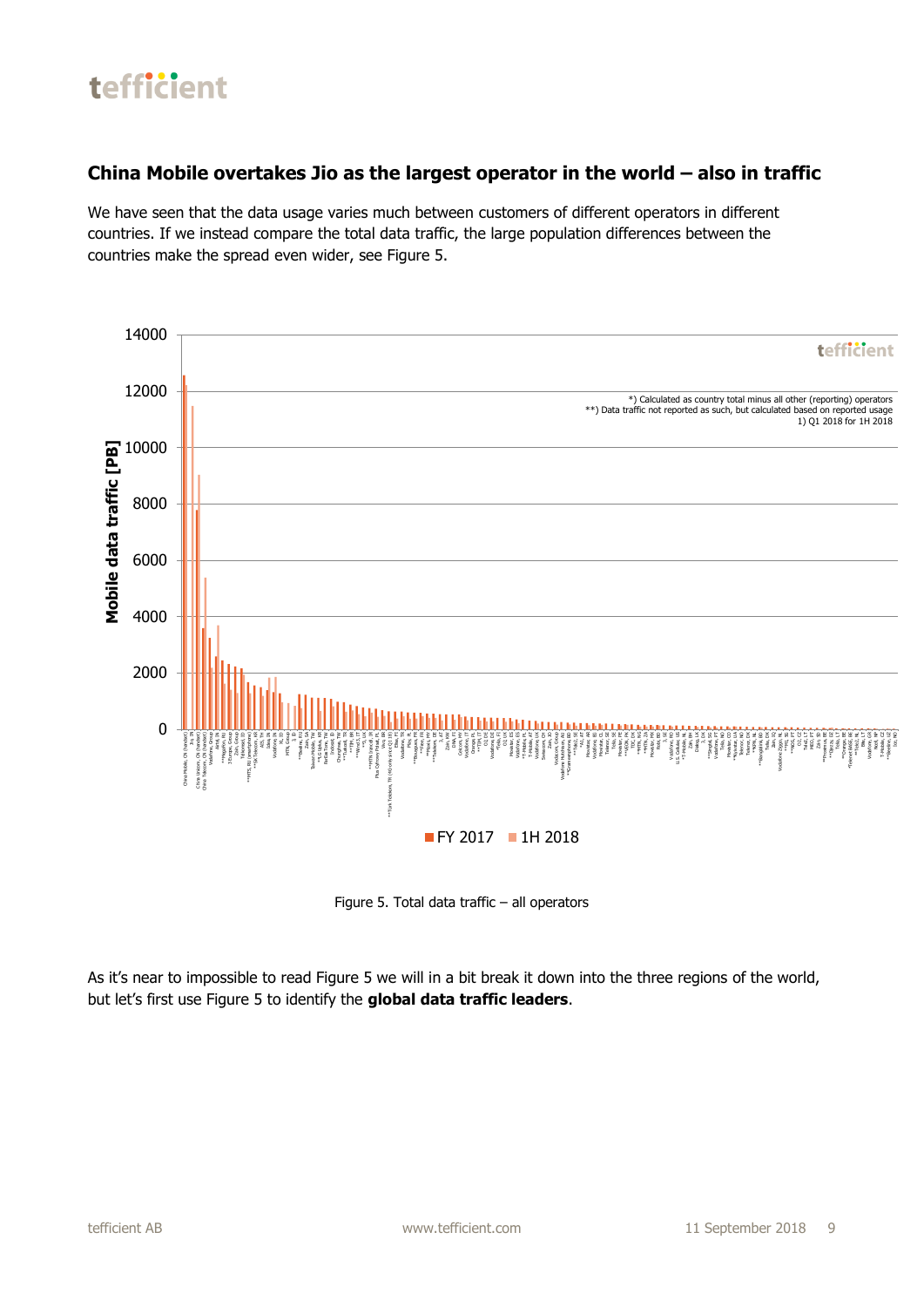## China Mobile overtakes Jio as the largest operator in the world – also in traffic

We have seen that the data usage varies much between customers of different operators in different countries. If we instead compare the total data traffic, the large population differences between the countries make the spread even wider, see Figure 5.

Figure 5. Total data traffic – all operators

As it's near to impossible to read Figure 5 we will in a bit break it down into the three regions of the world, but let's first use Figure 5 to identify the **global data traffic leaders**.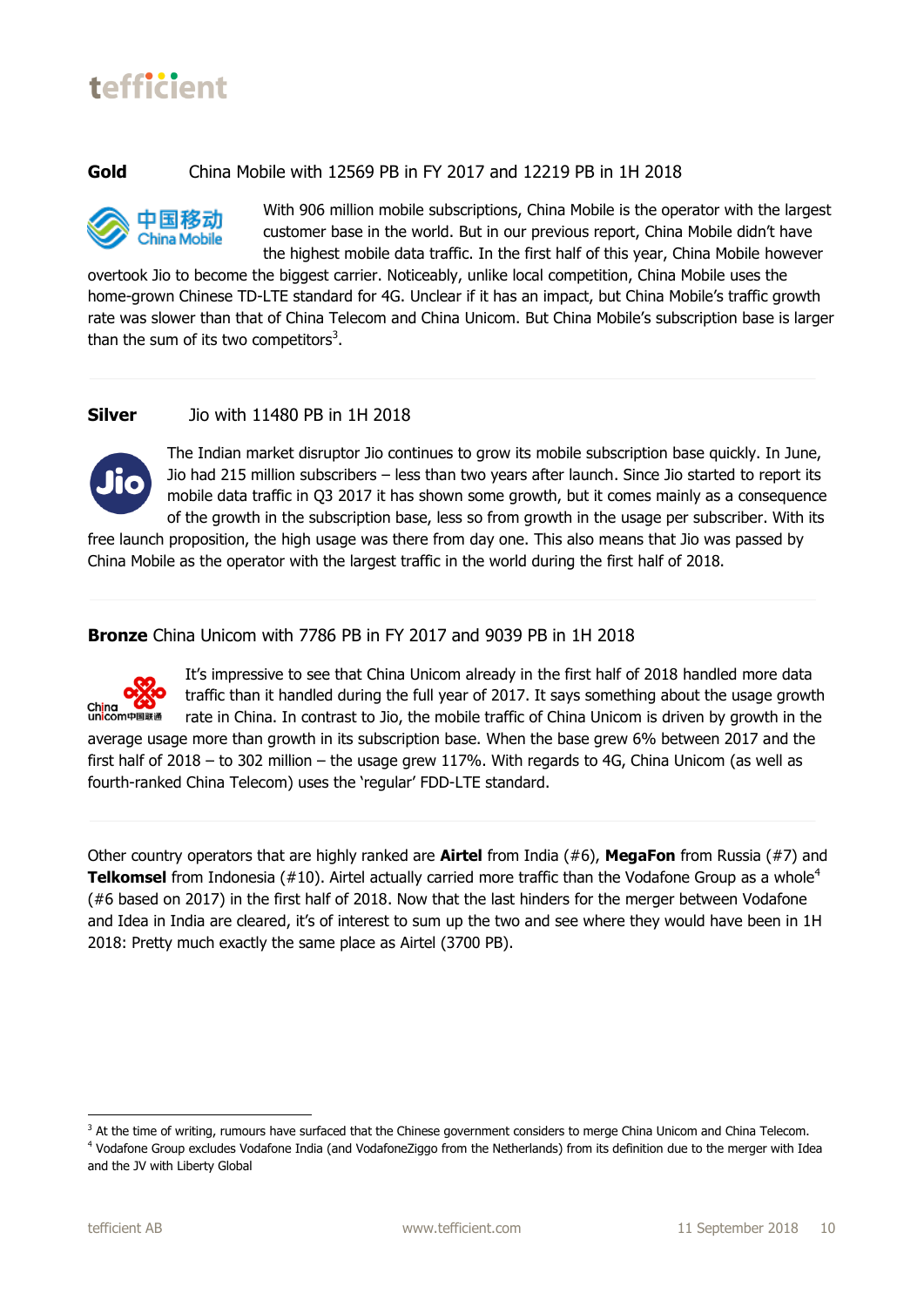**Gold** China Mobile with 12569 PB in FY 2017 and 12219 PB in 1H 2018

With 906 million mobile subscriptions, China Mobile is the operator with the largest customer base in the world. But in our previous report, China Mobile didn't have the highest mobile data traffic. In the first half of this year, China Mobile however overtook Jio to become the biggest carrier. Noticeably, unlike local competition, China Mobile uses the home-grown Chinese TD-LTE standard for 4G. Unclear if it has an impact, but China Mobile's traffic growth rate was slower than that of China Telecom and China Unicom. But China Mobile's subscription base is larger than the sum of its two competitors[3].

---

**Silver** Jio with 11480 PB in 1H 2018

The Indian market disruptor Jio continues to grow its mobile subscription base quickly. In June, Jio had 215 million subscribers – less than two years after launch. Since Jio started to report its mobile data traffic in Q3 2017 it has shown some growth, but it comes mainly as a consequence of the growth in the subscription base, less so from growth in the usage per subscriber. With its free launch proposition, the high usage was there from day one. This also means that Jio was passed by China Mobile as the operator with the largest traffic in the world during the first half of 2018.

---

**Bronze** China Unicom with 7786 PB in FY 2017 and 9039 PB in 1H 2018

It's impressive to see that China Unicom already in the first half of 2018 handled more data traffic than it handled during the full year of 2017. It says something about the usage growth rate in China. In contrast to Jio, the mobile traffic of China Unicom is driven by growth in the average usage more than growth in its subscription base. When the base grew 6% between 2017 and the first half of 2018 – to 302 million – the usage grew 117%. With regards to 4G, China Unicom (as well as fourth-ranked China Telecom) uses the 'regular' FDD-LTE standard.

---

Other country operators that are highly ranked are **Airtel** from India (#6), **MegaFon** from Russia (#7) and **Telkomsel** from Indonesia (#10). Airtel actually carried more traffic than the Vodafone Group as a whole[4] (#6 based on 2017) in the first half of 2018. Now that the last hinders for the merger between Vodafone and Idea in India are cleared, it's of interest to sum up the two and see where they would have been in 1H 2018: Pretty much exactly the same place as Airtel (3700 PB).

---

[3] At the time of writing, rumours have surfaced that the Chinese government considers to merge China Unicom and China Telecom.

[4] Vodafone Group excludes Vodafone India (and VodafoneZiggo from the Netherlands) from its definition due to the merger with Idea and the JV with Liberty Global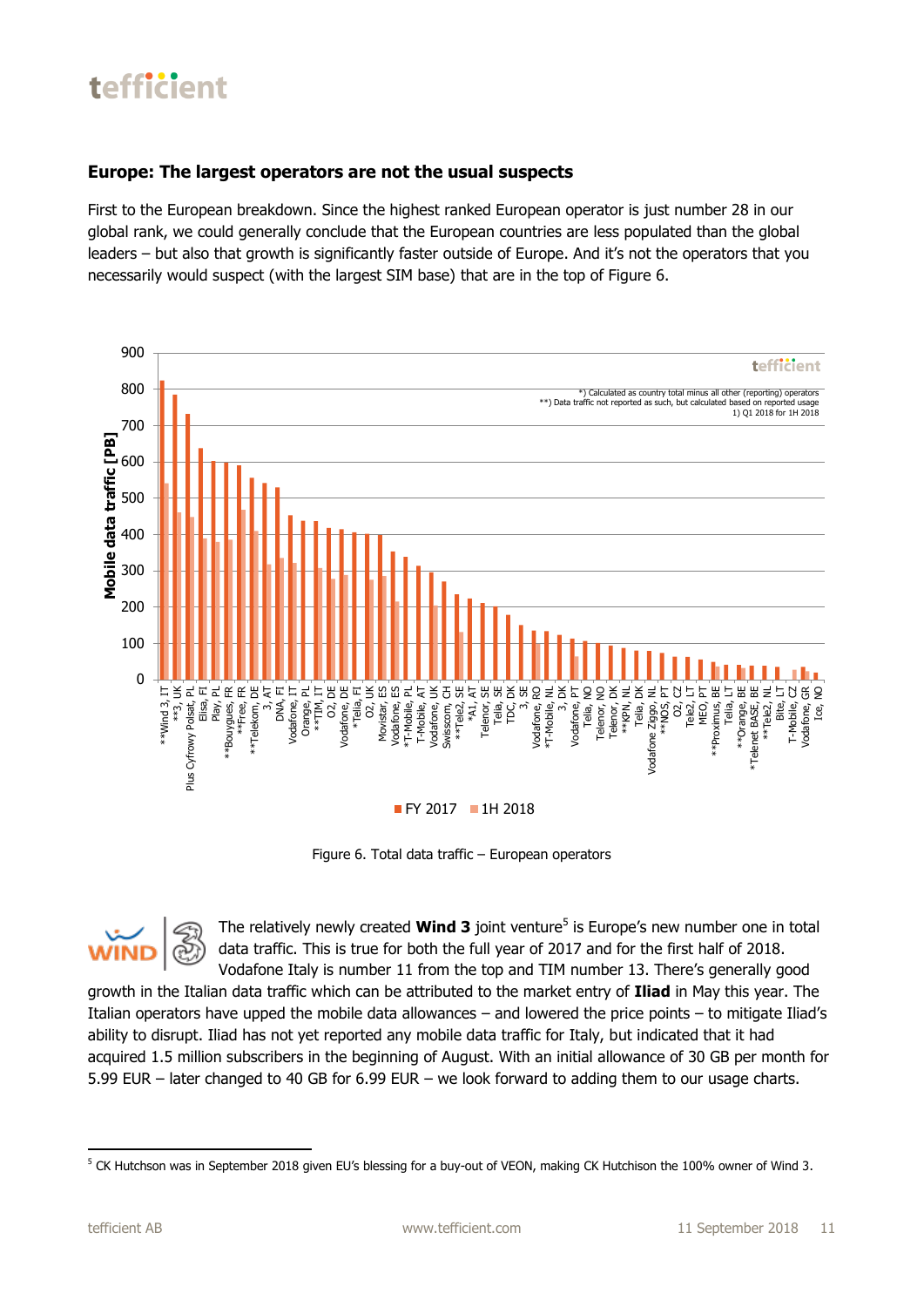## Europe: The largest operators are not the usual suspects

First to the European breakdown. Since the highest ranked European operator is just number 28 in our global rank, we could generally conclude that the European countries are less populated than the global leaders – but also that growth is significantly faster outside of Europe. And it's not the operators that you necessarily would suspect (with the largest SIM base) that are in the top of Figure 6.

Figure 6. Total data traffic – European operators

The relatively newly created **Wind 3** joint venture[5] is Europe's new number one in total data traffic. This is true for both the full year of 2017 and for the first half of 2018. Vodafone Italy is number 11 from the top and TIM number 13. There's generally good growth in the Italian data traffic which can be attributed to the market entry of **Iliad** in May this year. The Italian operators have upped the mobile data allowances – and lowered the price points – to mitigate Iliad's ability to disrupt. Iliad has not yet reported any mobile data traffic for Italy, but indicated that it had acquired 1.5 million subscribers in the beginning of August. With an initial allowance of 30 GB per month for 5.99 EUR – later changed to 40 GB for 6.99 EUR – we look forward to adding them to our usage charts.

[5] CK Hutchson was in September 2018 given EU's blessing for a buy-out of VEON, making CK Hutchison the 100% owner of Wind 3.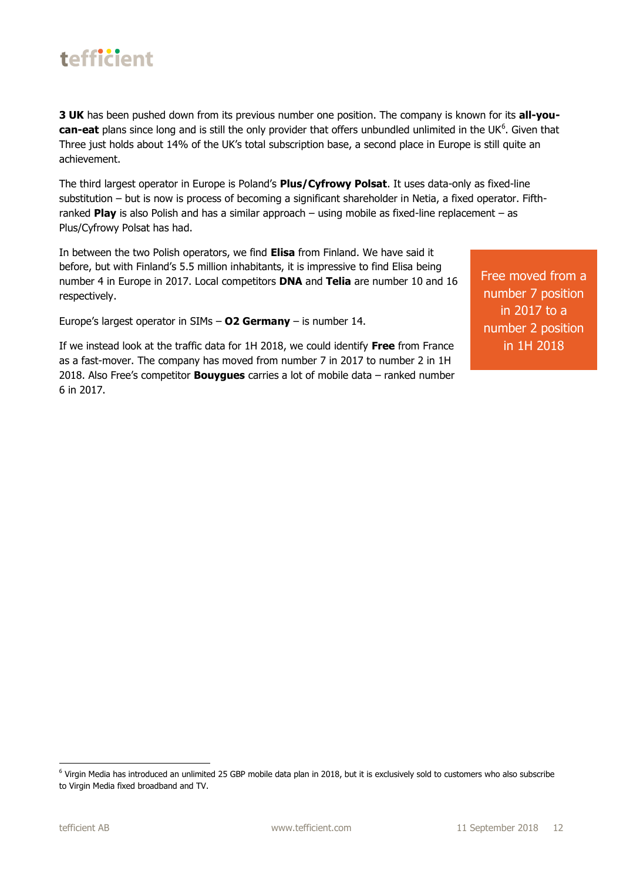**3 UK** has been pushed down from its previous number one position. The company is known for its **all-you-can-eat** plans since long and is still the only provider that offers unbundled unlimited in the UK[6]. Given that Three just holds about 14% of the UK's total subscription base, a second place in Europe is still quite an achievement.

The third largest operator in Europe is Poland's **Plus/Cyfrowy Polsat**. It uses data-only as fixed-line substitution – but is now is process of becoming a significant shareholder in Netia, a fixed operator. Fifth-ranked **Play** is also Polish and has a similar approach – using mobile as fixed-line replacement – as Plus/Cyfrowy Polsat has had.

In between the two Polish operators, we find **Elisa** from Finland. We have said it before, but with Finland's 5.5 million inhabitants, it is impressive to find Elisa being number 4 in Europe in 2017. Local competitors **DNA** and **Telia** are number 10 and 16 respectively.

Free moved from a number 7 position in 2017 to a number 2 position in 1H 2018

Europe's largest operator in SIMs – **O2 Germany** – is number 14.

If we instead look at the traffic data for 1H 2018, we could identify **Free** from France as a fast-mover. The company has moved from number 7 in 2017 to number 2 in 1H 2018. Also Free's competitor **Bouygues** carries a lot of mobile data – ranked number 6 in 2017.

---

[6] Virgin Media has introduced an unlimited 25 GBP mobile data plan in 2018, but it is exclusively sold to customers who also subscribe to Virgin Media fixed broadband and TV.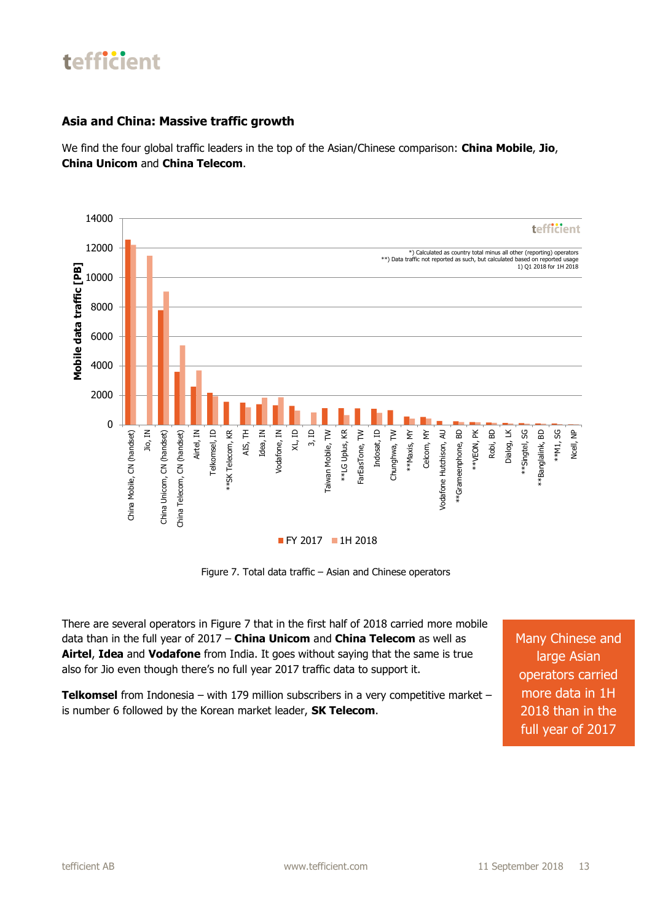## Asia and China: Massive traffic growth

We find the four global traffic leaders in the top of the Asian/Chinese comparison: **China Mobile**, **Jio**, **China Unicom** and **China Telecom**.

Figure 7. Total data traffic – Asian and Chinese operators

There are several operators in Figure 7 that in the first half of 2018 carried more mobile data than in the full year of 2017 – **China Unicom** and **China Telecom** as well as **Airtel**, **Idea** and **Vodafone** from India. It goes without saying that the same is true also for Jio even though there's no full year 2017 traffic data to support it.

**Telkomsel** from Indonesia – with 179 million subscribers in a very competitive market – is number 6 followed by the Korean market leader, **SK Telecom**.

Many Chinese and large Asian operators carried more data in 1H 2018 than in the full year of 2017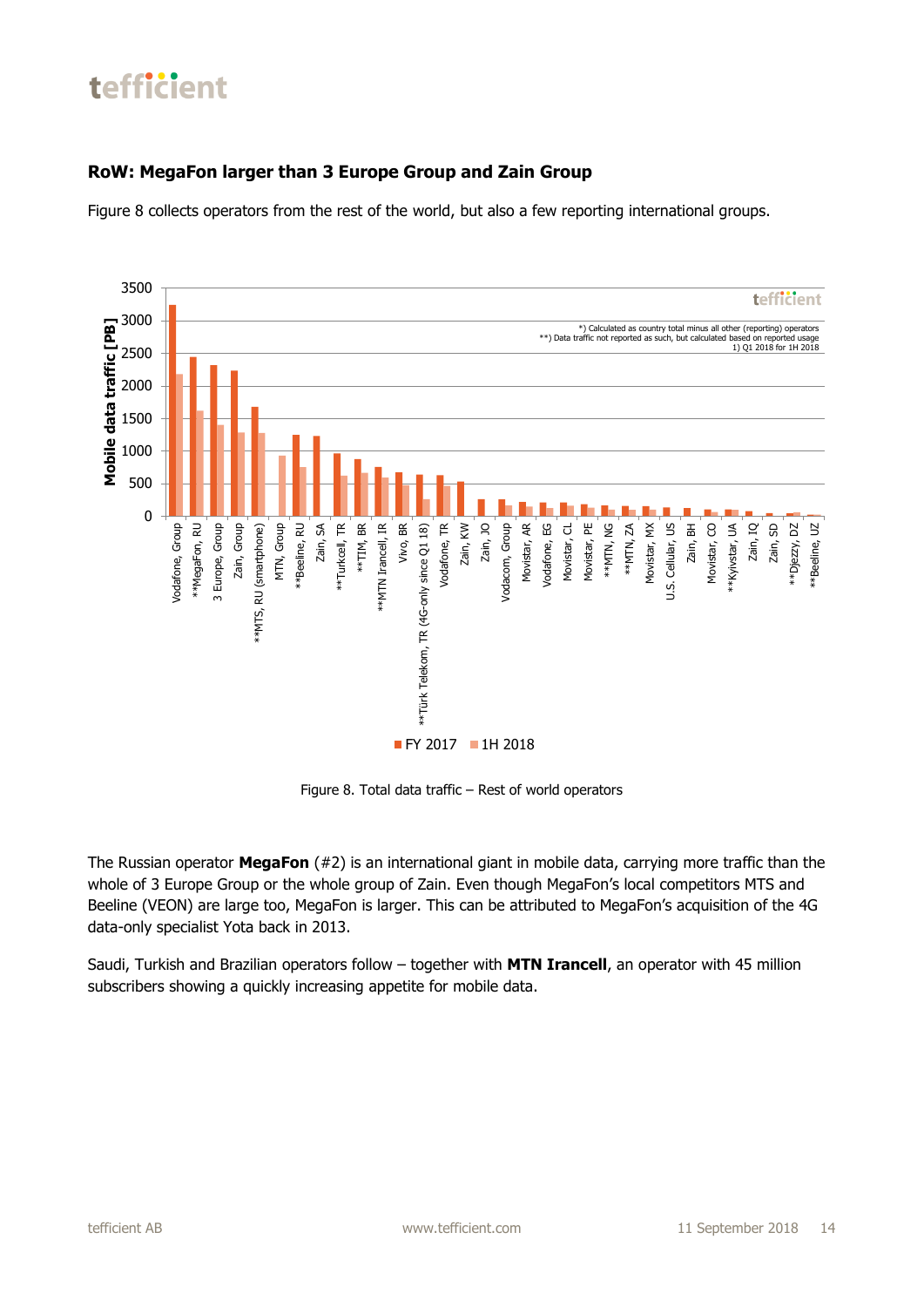## RoW: MegaFon larger than 3 Europe Group and Zain Group

Figure 8 collects operators from the rest of the world, but also a few reporting international groups.

Figure 8. Total data traffic – Rest of world operators

The Russian operator **MegaFon** (#2) is an international giant in mobile data, carrying more traffic than the whole of 3 Europe Group or the whole group of Zain. Even though MegaFon's local competitors MTS and Beeline (VEON) are large too, MegaFon is larger. This can be attributed to MegaFon's acquisition of the 4G data-only specialist Yota back in 2013.

Saudi, Turkish and Brazilian operators follow – together with **MTN Irancell**, an operator with 45 million subscribers showing a quickly increasing appetite for mobile data.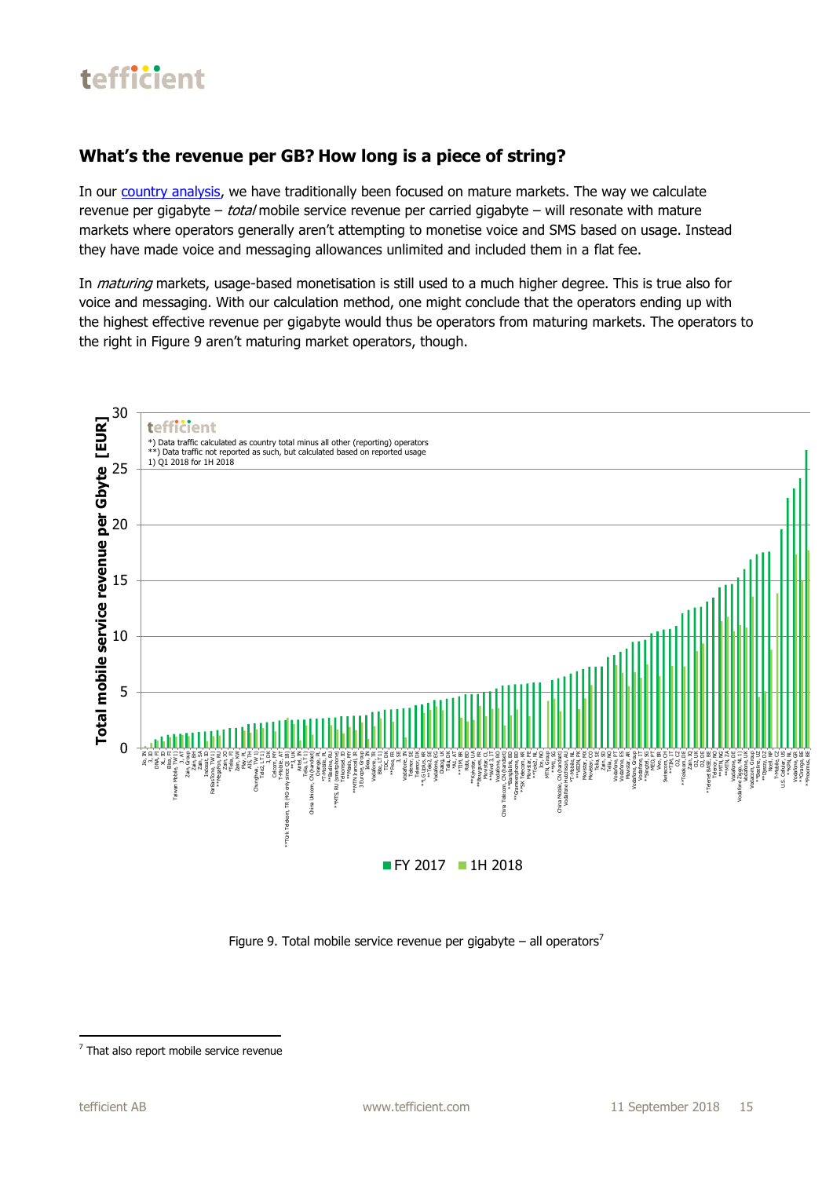## What's the revenue per GB? How long is a piece of string?

In our [country analysis](), we have traditionally been focused on mature markets. The way we calculate revenue per gigabyte – *total* mobile service revenue per carried gigabyte – will resonate with mature markets where operators generally aren't attempting to monetise voice and SMS based on usage. Instead they have made voice and messaging allowances unlimited and included them in a flat fee.

In *maturing* markets, usage-based monetisation is still used to a much higher degree. This is true also for voice and messaging. With our calculation method, one might conclude that the operators ending up with the highest effective revenue per gigabyte would thus be operators from maturing markets. The operators to the right in Figure 9 aren't maturing market operators, though.

Figure 9. Total mobile service revenue per gigabyte – all operators[7]

[7] That also report mobile service revenue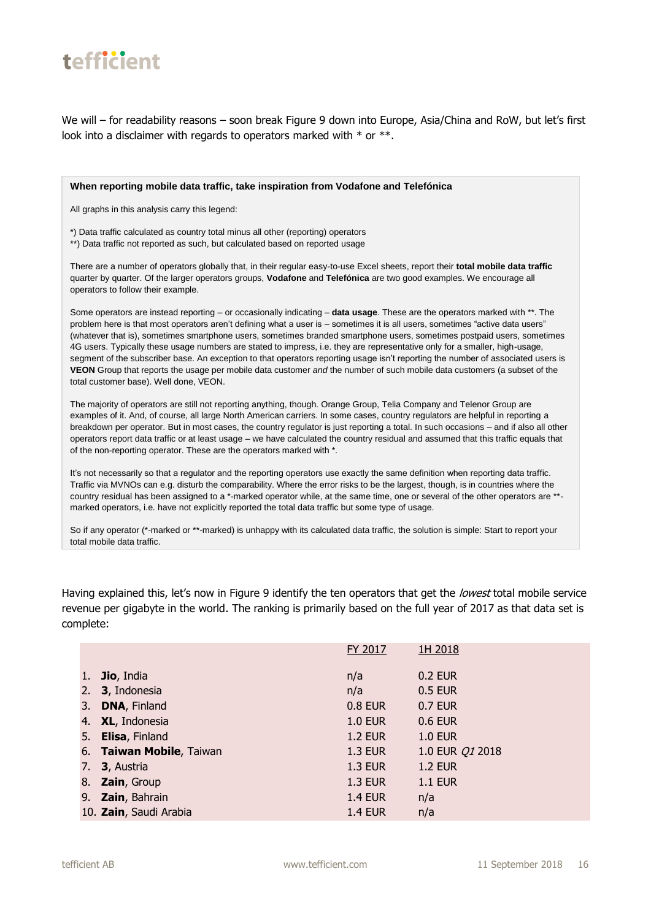We will – for readability reasons – soon break Figure 9 down into Europe, Asia/China and RoW, but let's first look into a disclaimer with regards to operators marked with * or **.

**When reporting mobile data traffic, take inspiration from Vodafone and Telefónica**

All graphs in this analysis carry this legend:

*) Data traffic calculated as country total minus all other (reporting) operators
**) Data traffic not reported as such, but calculated based on reported usage

There are a number of operators globally that, in their regular easy-to-use Excel sheets, report their **total mobile data traffic** quarter by quarter. Of the larger operators groups, **Vodafone** and **Telefónica** are two good examples. We encourage all operators to follow their example.

Some operators are instead reporting – or occasionally indicating – **data usage**. These are the operators marked with **. The problem here is that most operators aren't defining what a user is – sometimes it is all users, sometimes "active data users" (whatever that is), sometimes smartphone users, sometimes branded smartphone users, sometimes postpaid users, sometimes 4G users. Typically these usage numbers are stated to impress, i.e. they are representative only for a smaller, high-usage, segment of the subscriber base. An exception to that operators reporting usage isn't reporting the number of associated users is **VEON** Group that reports the usage per mobile data customer *and* the number of such mobile data customers (a subset of the total customer base). Well done, VEON.

The majority of operators are still not reporting anything, though. Orange Group, Telia Company and Telenor Group are examples of it. And, of course, all large North American carriers. In some cases, country regulators are helpful in reporting a breakdown per operator. But in most cases, the country regulator is just reporting a total. In such occasions – and if also all other operators report data traffic or at least usage – we have calculated the country residual and assumed that this traffic equals that of the non-reporting operator. These are the operators marked with *.

It's not necessarily so that a regulator and the reporting operators use exactly the same definition when reporting data traffic. Traffic via MVNOs can e.g. disturb the comparability. Where the error risks to be the largest, though, is in countries where the country residual has been assigned to a *-marked operator while, at the same time, one or several of the other operators are **-marked operators, i.e. have not explicitly reported the total data traffic but some type of usage.

So if any operator (*-marked or **-marked) is unhappy with its calculated data traffic, the solution is simple: Start to report your total mobile data traffic.

Having explained this, let's now in Figure 9 identify the ten operators that get the *lowest* total mobile service revenue per gigabyte in the world. The ranking is primarily based on the full year of 2017 as that data set is complete:

| | FY 2017 | 1H 2018 |
|---|---|---|
| 1. **Jio**, India | n/a | 0.2 EUR |
| 2. **3**, Indonesia | n/a | 0.5 EUR |
| 3. **DNA**, Finland | 0.8 EUR | 0.7 EUR |
| 4. **XL**, Indonesia | 1.0 EUR | 0.6 EUR |
| 5. **Elisa**, Finland | 1.2 EUR | 1.0 EUR |
| 6. **Taiwan Mobile**, Taiwan | 1.3 EUR | 1.0 EUR *Q1* 2018 |
| 7. **3**, Austria | 1.3 EUR | 1.2 EUR |
| 8. **Zain**, Group | 1.3 EUR | 1.1 EUR |
| 9. **Zain**, Bahrain | 1.4 EUR | n/a |
| 10. **Zain**, Saudi Arabia | 1.4 EUR | n/a |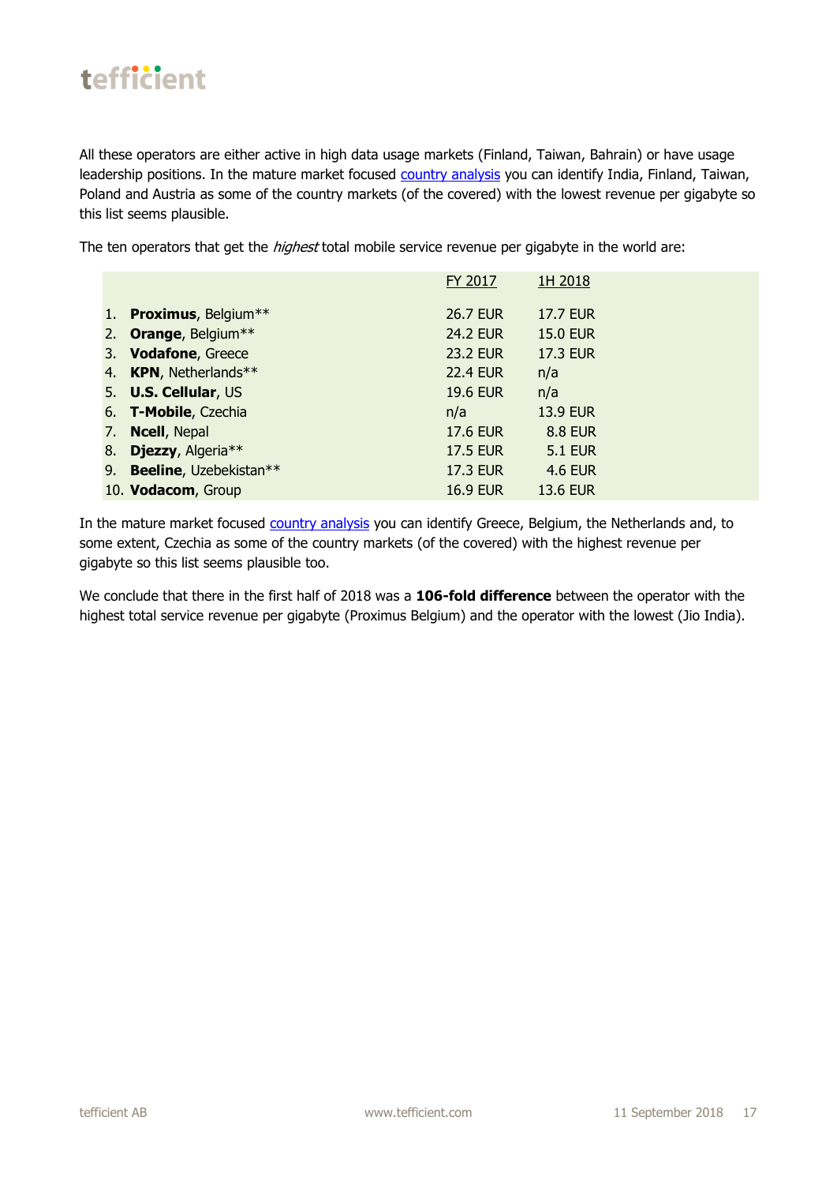All these operators are either active in high data usage markets (Finland, Taiwan, Bahrain) or have usage leadership positions. In the mature market focused [country analysis]() you can identify India, Finland, Taiwan, Poland and Austria as some of the country markets (of the covered) with the lowest revenue per gigabyte so this list seems plausible.

The ten operators that get the *highest* total mobile service revenue per gigabyte in the world are:

| | FY 2017 | 1H 2018 |
|---|---|---|
| 1. **Proximus**, Belgium** | 26.7 EUR | 17.7 EUR |
| 2. **Orange**, Belgium** | 24.2 EUR | 15.0 EUR |
| 3. **Vodafone**, Greece | 23.2 EUR | 17.3 EUR |
| 4. **KPN**, Netherlands** | 22.4 EUR | n/a |
| 5. **U.S. Cellular**, US | 19.6 EUR | n/a |
| 6. **T-Mobile**, Czechia | n/a | 13.9 EUR |
| 7. **Ncell**, Nepal | 17.6 EUR | 8.8 EUR |
| 8. **Djezzy**, Algeria** | 17.5 EUR | 5.1 EUR |
| 9. **Beeline**, Uzebekistan** | 17.3 EUR | 4.6 EUR |
| 10. **Vodacom**, Group | 16.9 EUR | 13.6 EUR |

In the mature market focused [country analysis]() you can identify Greece, Belgium, the Netherlands and, to some extent, Czechia as some of the country markets (of the covered) with the highest revenue per gigabyte so this list seems plausible too.

We conclude that there in the first half of 2018 was a **106-fold difference** between the operator with the highest total service revenue per gigabyte (Proximus Belgium) and the operator with the lowest (Jio India).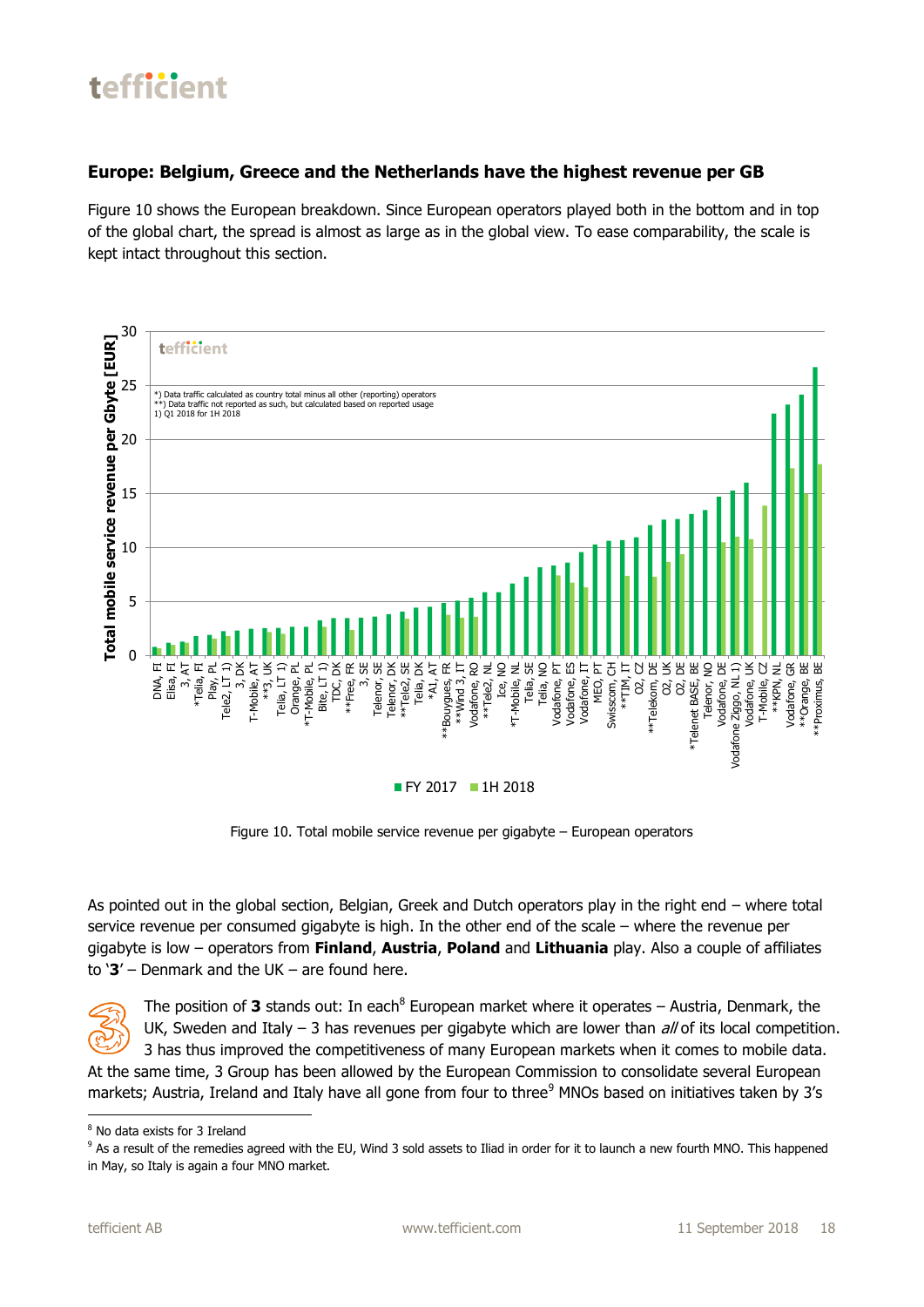## Europe: Belgium, Greece and the Netherlands have the highest revenue per GB

Figure 10 shows the European breakdown. Since European operators played both in the bottom and in top of the global chart, the spread is almost as large as in the global view. To ease comparability, the scale is kept intact throughout this section.

Figure 10. Total mobile service revenue per gigabyte – European operators

As pointed out in the global section, Belgian, Greek and Dutch operators play in the right end – where total service revenue per consumed gigabyte is high. In the other end of the scale – where the revenue per gigabyte is low – operators from **Finland**, **Austria**, **Poland** and **Lithuania** play. Also a couple of affiliates to '**3**' – Denmark and the UK – are found here.

The position of **3** stands out: In each[8] European market where it operates – Austria, Denmark, the UK, Sweden and Italy – 3 has revenues per gigabyte which are lower than *all* of its local competition. 3 has thus improved the competitiveness of many European markets when it comes to mobile data. At the same time, 3 Group has been allowed by the European Commission to consolidate several European markets; Austria, Ireland and Italy have all gone from four to three[9] MNOs based on initiatives taken by 3's

---

[8] No data exists for 3 Ireland

[9] As a result of the remedies agreed with the EU, Wind 3 sold assets to Iliad in order for it to launch a new fourth MNO. This happened in May, so Italy is again a four MNO market.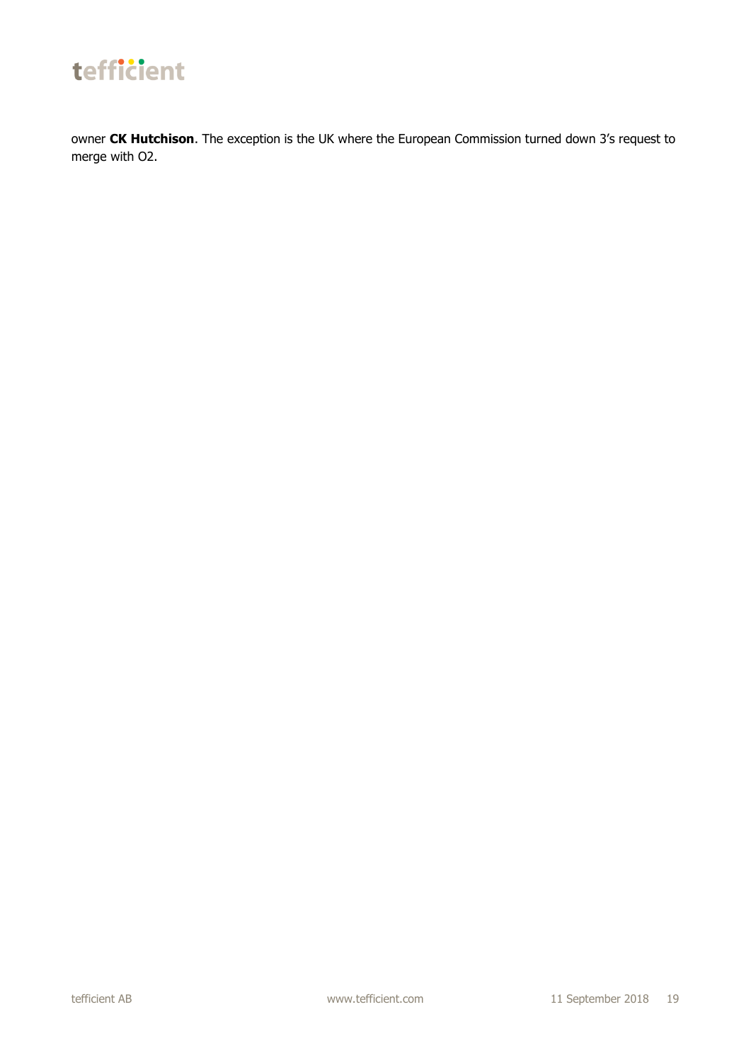owner **CK Hutchison**. The exception is the UK where the European Commission turned down 3's request to merge with O2.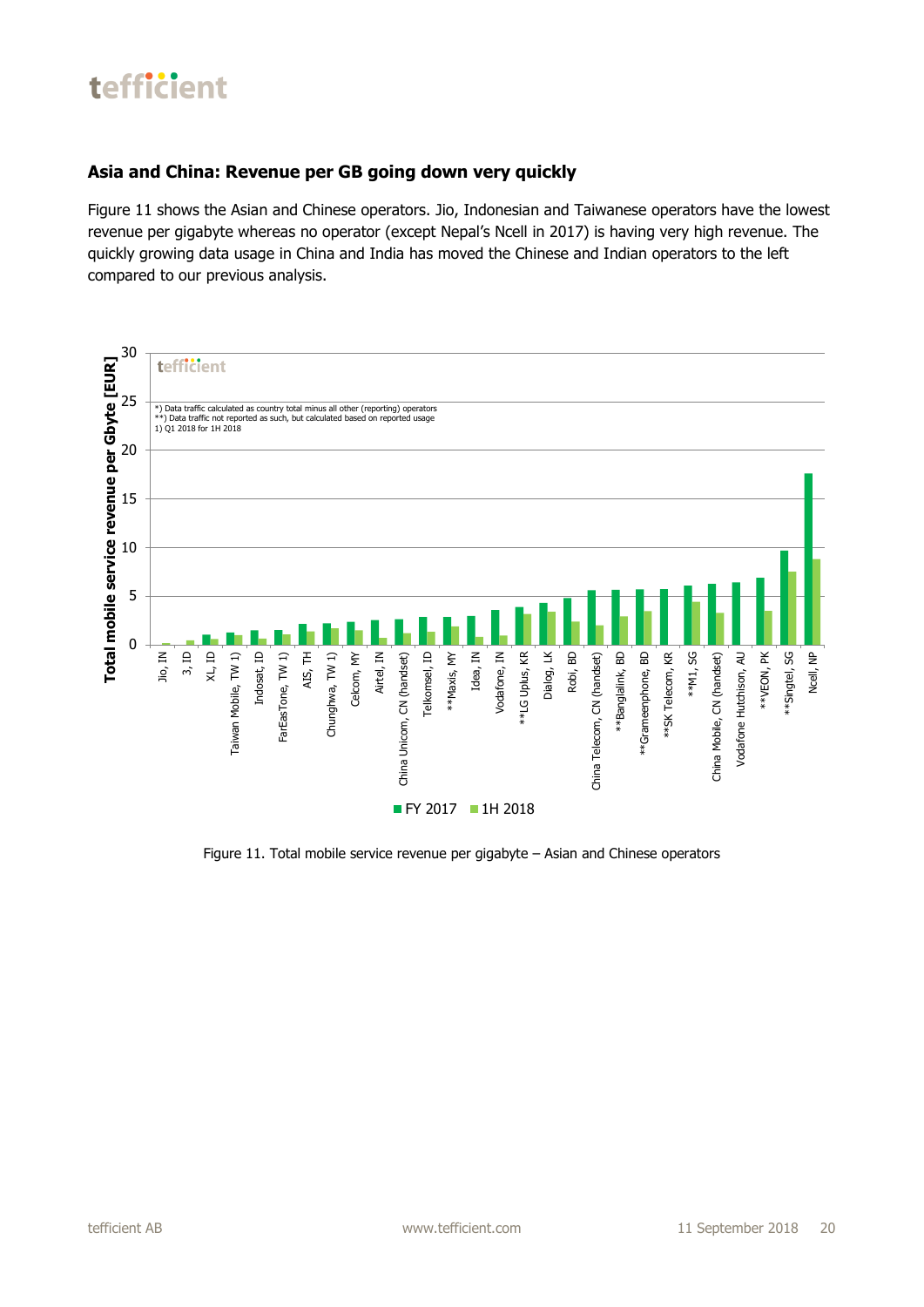## Asia and China: Revenue per GB going down very quickly

Figure 11 shows the Asian and Chinese operators. Jio, Indonesian and Taiwanese operators have the lowest revenue per gigabyte whereas no operator (except Nepal's Ncell in 2017) is having very high revenue. The quickly growing data usage in China and India has moved the Chinese and Indian operators to the left compared to our previous analysis.

Figure 11. Total mobile service revenue per gigabyte – Asian and Chinese operators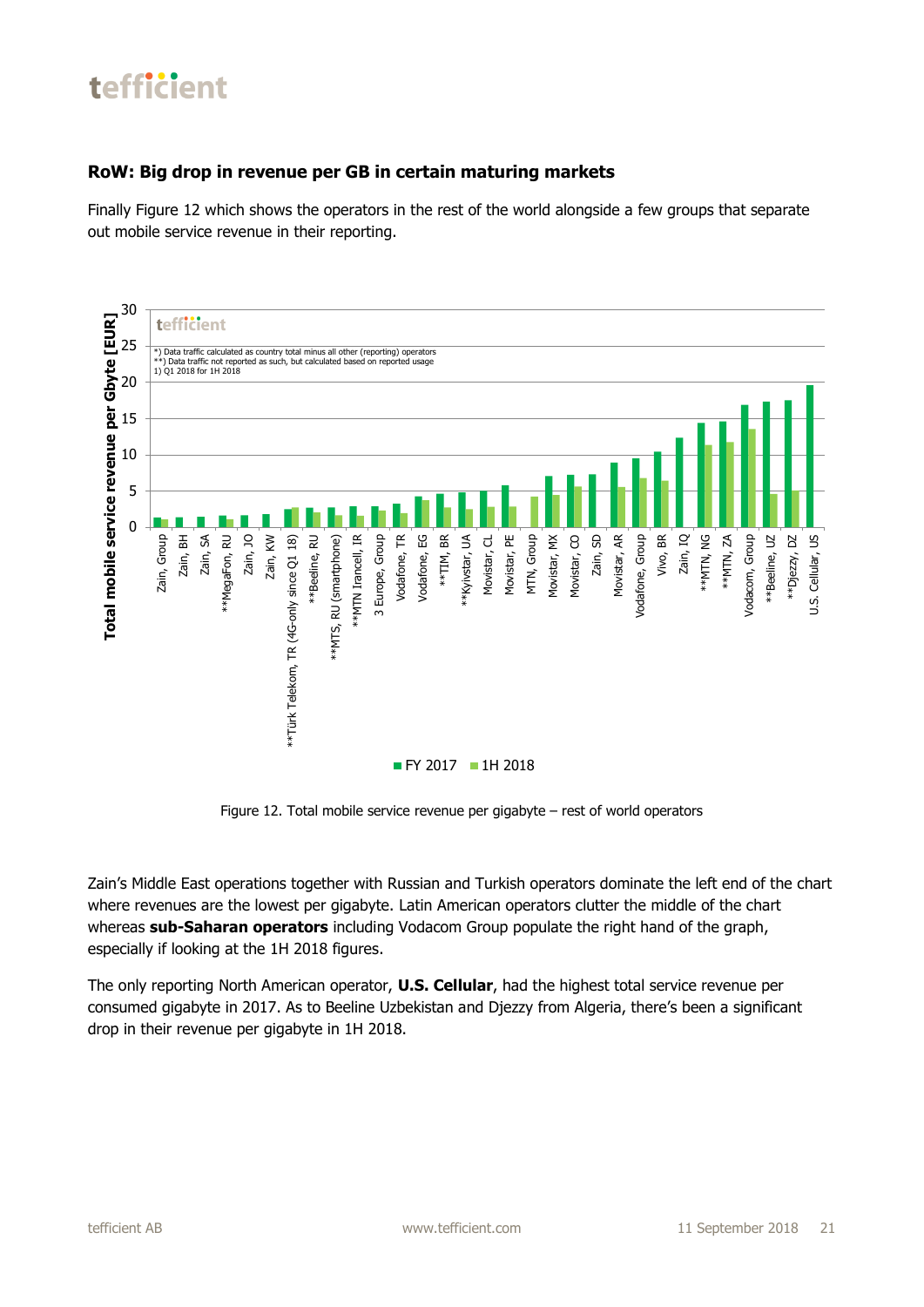## RoW: Big drop in revenue per GB in certain maturing markets

Finally Figure 12 which shows the operators in the rest of the world alongside a few groups that separate out mobile service revenue in their reporting.

Figure 12. Total mobile service revenue per gigabyte – rest of world operators

Zain's Middle East operations together with Russian and Turkish operators dominate the left end of the chart where revenues are the lowest per gigabyte. Latin American operators clutter the middle of the chart whereas **sub-Saharan operators** including Vodacom Group populate the right hand of the graph, especially if looking at the 1H 2018 figures.

The only reporting North American operator, **U.S. Cellular**, had the highest total service revenue per consumed gigabyte in 2017. As to Beeline Uzbekistan and Djezzy from Algeria, there's been a significant drop in their revenue per gigabyte in 1H 2018.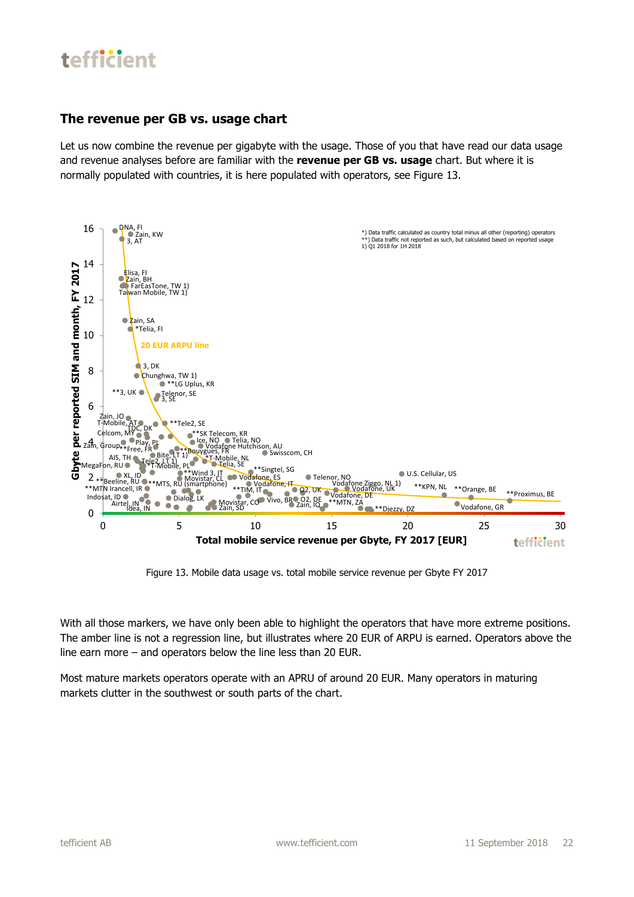## The revenue per GB vs. usage chart

Let us now combine the revenue per gigabyte with the usage. Those of you that have read our data usage and revenue analyses before are familiar with the **revenue per GB vs. usage** chart. But where it is normally populated with countries, it is here populated with operators, see Figure 13.

Figure 13. Mobile data usage vs. total mobile service revenue per Gbyte FY 2017

With all those markers, we have only been able to highlight the operators that have more extreme positions. The amber line is not a regression line, but illustrates where 20 EUR of ARPU is earned. Operators above the line earn more – and operators below the line less than 20 EUR.

Most mature markets operators operate with an APRU of around 20 EUR. Many operators in maturing markets clutter in the southwest or south parts of the chart.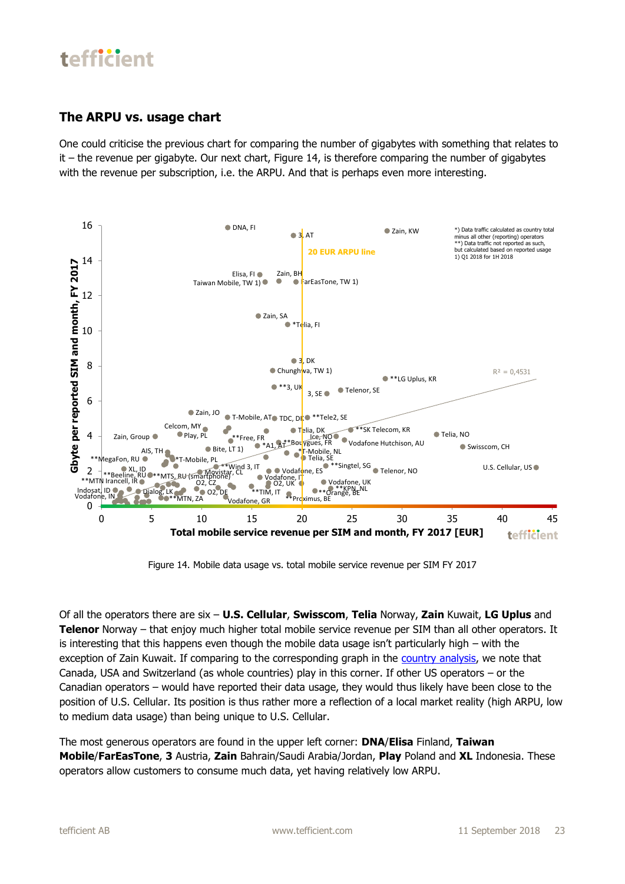## The ARPU vs. usage chart

One could criticise the previous chart for comparing the number of gigabytes with something that relates to it – the revenue per gigabyte. Our next chart, Figure 14, is therefore comparing the number of gigabytes with the revenue per subscription, i.e. the ARPU. And that is perhaps even more interesting.

Figure 14. Mobile data usage vs. total mobile service revenue per SIM FY 2017

Of all the operators there are six – **U.S. Cellular**, **Swisscom**, **Telia** Norway, **Zain** Kuwait, **LG Uplus** and **Telenor** Norway – that enjoy much higher total mobile service revenue per SIM than all other operators. It is interesting that this happens even though the mobile data usage isn't particularly high – with the exception of Zain Kuwait. If comparing to the corresponding graph in the country analysis, we note that Canada, USA and Switzerland (as whole countries) play in this corner. If other US operators – or the Canadian operators – would have reported their data usage, they would thus likely have been close to the position of U.S. Cellular. Its position is thus rather more a reflection of a local market reality (high ARPU, low to medium data usage) than being unique to U.S. Cellular.

The most generous operators are found in the upper left corner: **DNA**/**Elisa** Finland, **Taiwan Mobile**/**FarEasTone**, **3** Austria, **Zain** Bahrain/Saudi Arabia/Jordan, **Play** Poland and **XL** Indonesia. These operators allow customers to consume much data, yet having relatively low ARPU.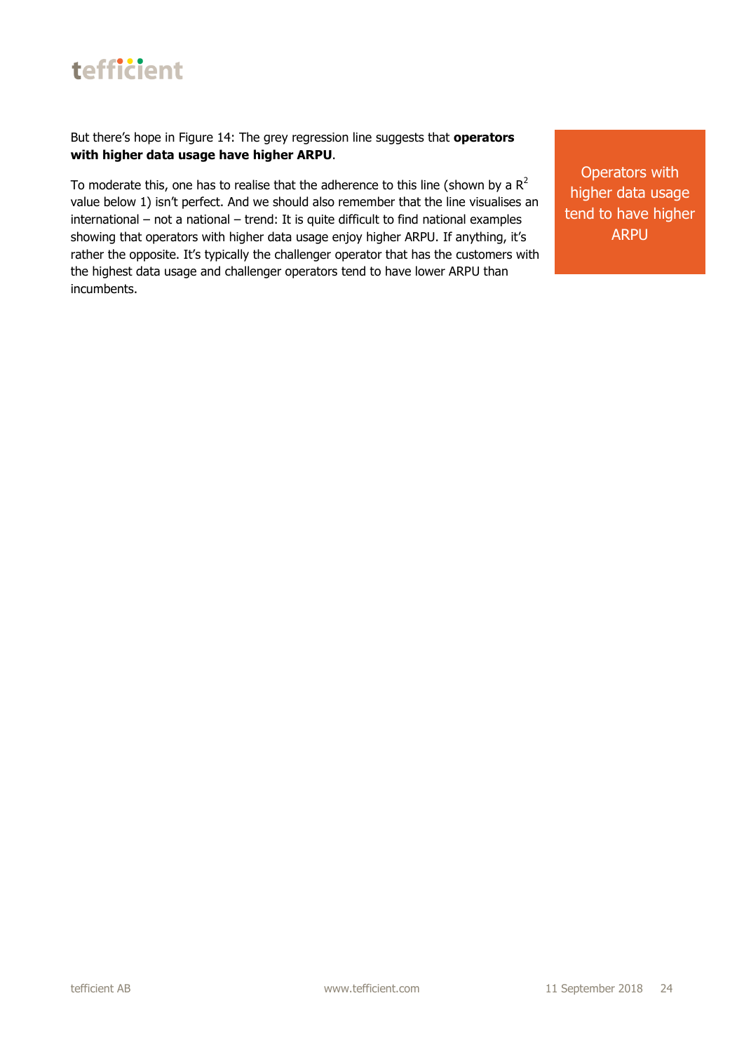But there's hope in Figure 14: The grey regression line suggests that **operators with higher data usage have higher ARPU**.

To moderate this, one has to realise that the adherence to this line (shown by a $R^2$ value below 1) isn't perfect. And we should also remember that the line visualises an international – not a national – trend: It is quite difficult to find national examples showing that operators with higher data usage enjoy higher ARPU. If anything, it's rather the opposite. It's typically the challenger operator that has the customers with the highest data usage and challenger operators tend to have lower ARPU than incumbents.

Operators with higher data usage tend to have higher ARPU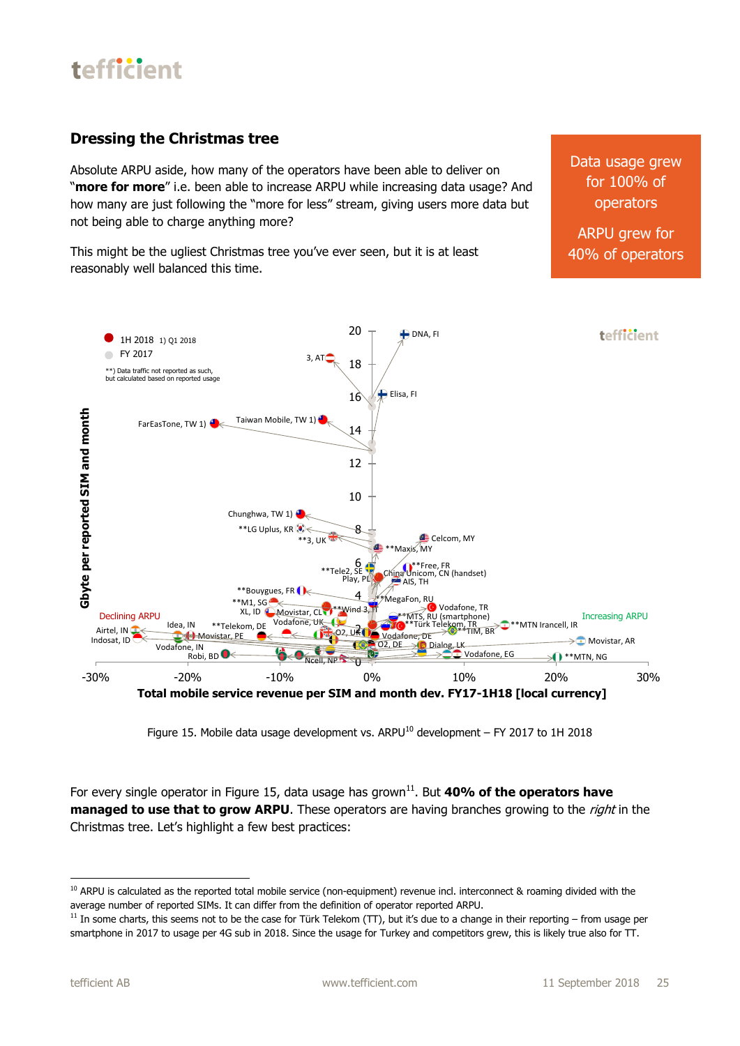## Dressing the Christmas tree

Absolute ARPU aside, how many of the operators have been able to deliver on "**more for more**" i.e. been able to increase ARPU while increasing data usage? And how many are just following the "more for less" stream, giving users more data but not being able to charge anything more?

This might be the ugliest Christmas tree you've ever seen, but it is at least reasonably well balanced this time.

Data usage grew for 100% of operators

ARPU grew for 40% of operators

Figure 15. Mobile data usage development vs. ARPU[10] development – FY 2017 to 1H 2018

For every single operator in Figure 15, data usage has grown[11]. But **40% of the operators have managed to use that to grow ARPU**. These operators are having branches growing to the *right* in the Christmas tree. Let's highlight a few best practices:

---

[10] ARPU is calculated as the reported total mobile service (non-equipment) revenue incl. interconnect & roaming divided with the average number of reported SIMs. It can differ from the definition of operator reported ARPU.

[11] In some charts, this seems not to be the case for Türk Telekom (TT), but it's due to a change in their reporting – from usage per smartphone in 2017 to usage per 4G sub in 2018. Since the usage for Turkey and competitors grew, this is likely true also for TT.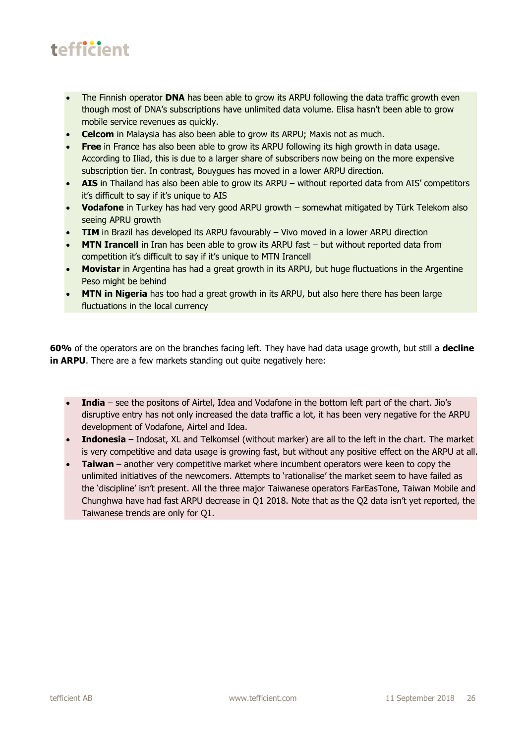- The Finnish operator **DNA** has been able to grow its ARPU following the data traffic growth even though most of DNA's subscriptions have unlimited data volume. Elisa hasn't been able to grow mobile service revenues as quickly.
- **Celcom** in Malaysia has also been able to grow its ARPU; Maxis not as much.
- **Free** in France has also been able to grow its ARPU following its high growth in data usage. According to Iliad, this is due to a larger share of subscribers now being on the more expensive subscription tier. In contrast, Bouygues has moved in a lower ARPU direction.
- **AIS** in Thailand has also been able to grow its ARPU – without reported data from AIS' competitors it's difficult to say if it's unique to AIS
- **Vodafone** in Turkey has had very good ARPU growth – somewhat mitigated by Türk Telekom also seeing APRU growth
- **TIM** in Brazil has developed its ARPU favourably – Vivo moved in a lower ARPU direction
- **MTN Irancell** in Iran has been able to grow its ARPU fast – but without reported data from competition it's difficult to say if it's unique to MTN Irancell
- **Movistar** in Argentina has had a great growth in its ARPU, but huge fluctuations in the Argentine Peso might be behind
- **MTN in Nigeria** has too had a great growth in its ARPU, but also here there has been large fluctuations in the local currency

**60%** of the operators are on the branches facing left. They have had data usage growth, but still a **decline in ARPU**. There are a few markets standing out quite negatively here:

- **India** – see the positons of Airtel, Idea and Vodafone in the bottom left part of the chart. Jio's disruptive entry has not only increased the data traffic a lot, it has been very negative for the ARPU development of Vodafone, Airtel and Idea.
- **Indonesia** – Indosat, XL and Telkomsel (without marker) are all to the left in the chart. The market is very competitive and data usage is growing fast, but without any positive effect on the ARPU at all.
- **Taiwan** – another very competitive market where incumbent operators were keen to copy the unlimited initiatives of the newcomers. Attempts to 'rationalise' the market seem to have failed as the 'discipline' isn't present. All the three major Taiwanese operators FarEasTone, Taiwan Mobile and Chunghwa have had fast ARPU decrease in Q1 2018. Note that as the Q2 data isn't yet reported, the Taiwanese trends are only for Q1.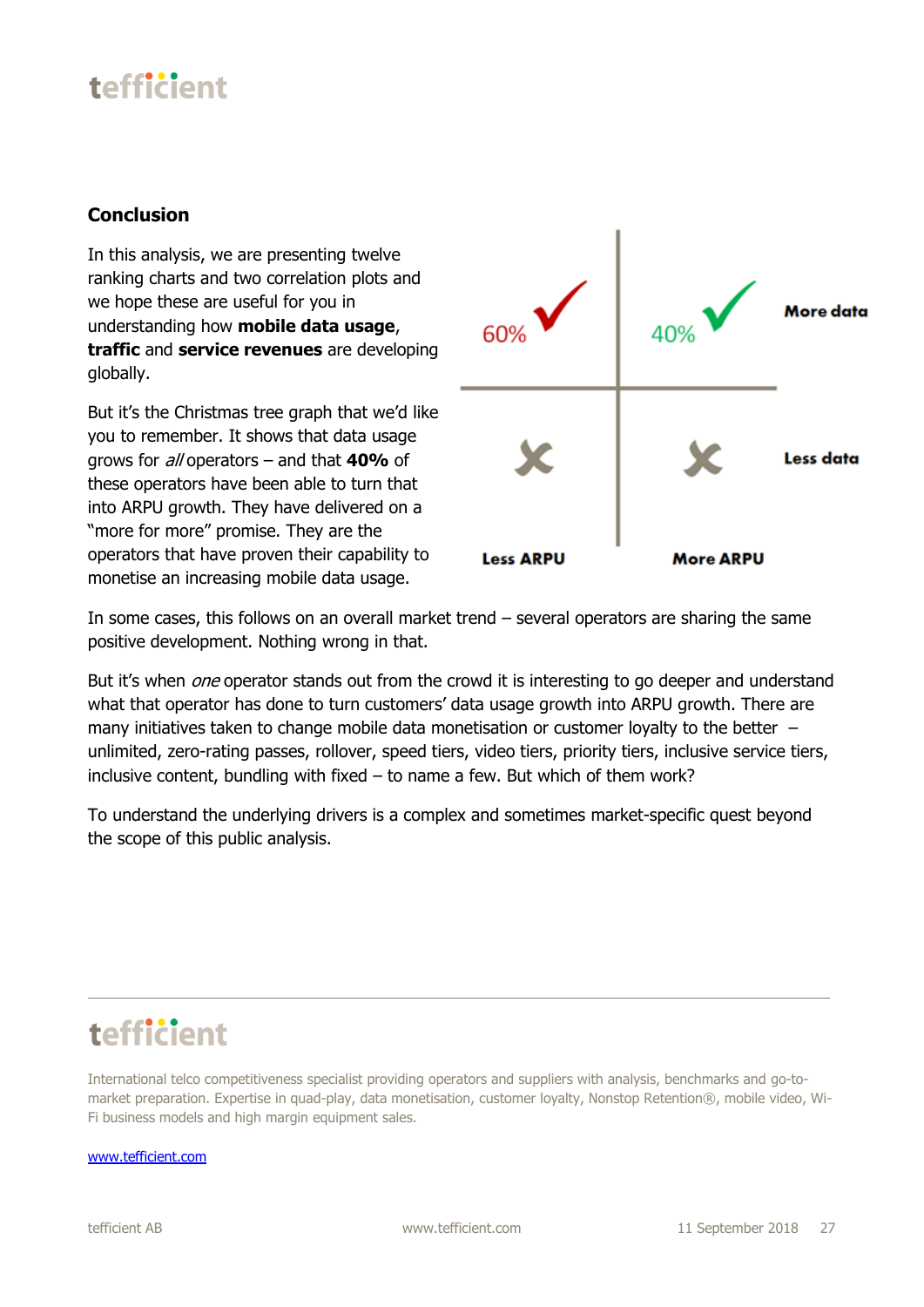## Conclusion

In this analysis, we are presenting twelve ranking charts and two correlation plots and we hope these are useful for you in understanding how **mobile data usage**, **traffic** and **service revenues** are developing globally.

But it's the Christmas tree graph that we'd like you to remember. It shows that data usage grows for *all* operators – and that **40%** of these operators have been able to turn that into ARPU growth. They have delivered on a "more for more" promise. They are the operators that have proven their capability to monetise an increasing mobile data usage.

60%

40%

More data

Less data

Less ARPU

More ARPU

In some cases, this follows on an overall market trend – several operators are sharing the same positive development. Nothing wrong in that.

But it's when *one* operator stands out from the crowd it is interesting to go deeper and understand what that operator has done to turn customers' data usage growth into ARPU growth. There are many initiatives taken to change mobile data monetisation or customer loyalty to the better – unlimited, zero-rating passes, rollover, speed tiers, video tiers, priority tiers, inclusive service tiers, inclusive content, bundling with fixed – to name a few. But which of them work?

To understand the underlying drivers is a complex and sometimes market-specific quest beyond the scope of this public analysis.

tefficient

International telco competitiveness specialist providing operators and suppliers with analysis, benchmarks and go-to-market preparation. Expertise in quad-play, data monetisation, customer loyalty, Nonstop Retention®, mobile video, Wi-Fi business models and high margin equipment sales.

www.tefficient.com